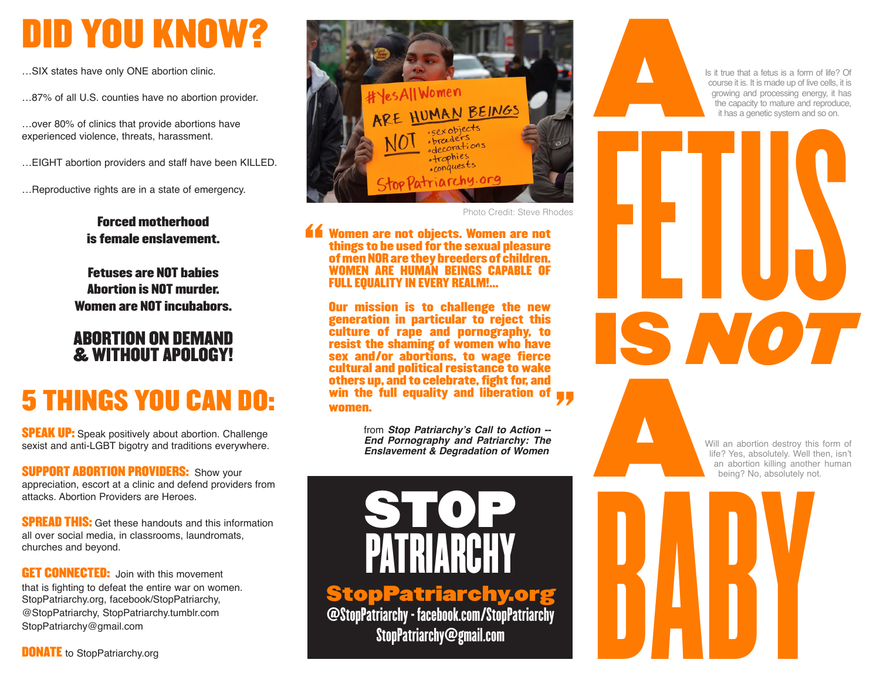# DID YOU KNOW?

…SIX states have only ONE abortion clinic.

…87% of all U.S. counties have no abortion provider.

…over 80% of clinics that provide abortions have experienced violence, threats, harassment.

…EIGHT abortion providers and staff have been KILLED.

…Reproductive rights are in a state of emergency.

**Forced motherhood is female enslavement.**

**Fetuses are NOT babies**
**Abortion is NOT murder.**
**Women are NOT incubabors.**

**ABORTION ON DEMAND & WITHOUT APOLOGY!**

# 5 THINGS YOU CAN DO:

**SPEAK UP:** Speak positively about abortion. Challenge sexist and anti-LGBT bigotry and traditions everywhere.

**SUPPORT ABORTION PROVIDERS:** Show your appreciation, escort at a clinic and defend providers from attacks. Abortion Providers are Heroes.

**SPREAD THIS:** Get these handouts and this information all over social media, in classrooms, laundromats, churches and beyond.

**GET CONNECTED:** Join with this movement that is fighting to defeat the entire war on women. StopPatriarchy.org, facebook/StopPatriarchy, @StopPatriarchy, StopPatriarchy.tumblr.com StopPatriarchy@gmail.com

**DONATE** to StopPatriarchy.org

Photo Credit: Steve Rhodes

> **"Women are not objects. Women are not things to be used for the sexual pleasure of men NOR are they breeders of children. WOMEN ARE HUMAN BEINGS CAPABLE OF FULL EQUALITY IN EVERY REALM!…**
>
> **Our mission is to challenge the new generation in particular to reject this culture of rape and pornography, to resist the shaming of women who have sex and/or abortions, to wage fierce cultural and political resistance to wake others up, and to celebrate, fight for, and win the full equality and liberation of women."**

from ***Stop Patriarchy's Call to Action -- End Pornography and Patriarchy: The Enslavement & Degradation of Women***

# STOP PATRIARCHY

**StopPatriarchy.org**
**@StopPatriarchy - facebook.com/StopPatriarchy**
**StopPatriarchy@gmail.com**

# A FETUS IS *NOT* A BABY

Is it true that a fetus is a form of life? Of course it is. It is made up of live cells, it is growing and processing energy, it has the capacity to mature and reproduce, it has a genetic system and so on.

Will an abortion destroy this form of life? Yes, absolutely. Well then, isn't an abortion killing another human being? No, absolutely not.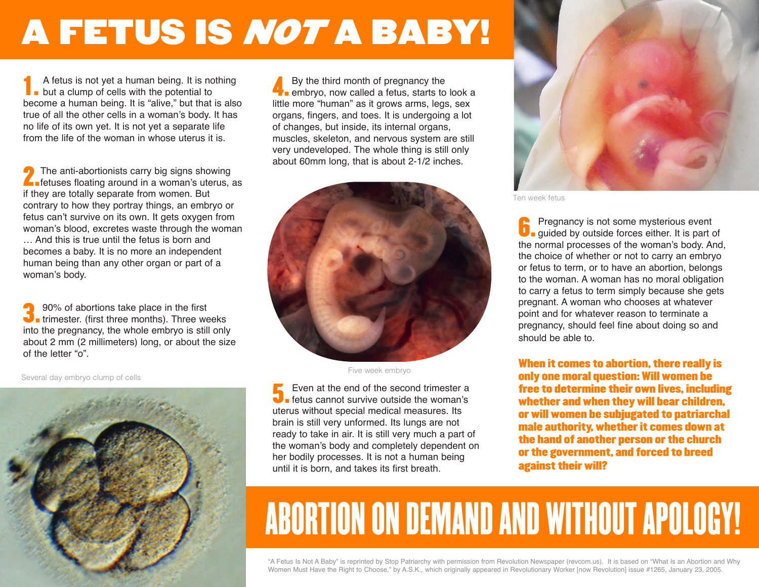# A FETUS IS *NOT* A BABY!

**1.** A fetus is not yet a human being. It is nothing but a clump of cells with the potential to become a human being. It is "alive," but that is also true of all the other cells in a woman's body. It has no life of its own yet. It is not yet a separate life from the life of the woman in whose uterus it is.

**2.** The anti-abortionists carry big signs showing fetuses floating around in a woman's uterus, as if they are totally separate from women. But contrary to how they portray things, an embryo or fetus can't survive on its own. It gets oxygen from woman's blood, excretes waste through the woman … And this is true until the fetus is born and becomes a baby. It is no more an independent human being than any other organ or part of a woman's body.

**3.** 90% of abortions take place in the first trimester. (first three months). Three weeks into the pregnancy, the whole embryo is still only about 2 mm (2 millimeters) long, or about the size of the letter "o".

Several day embryo clump of cells

**4.** By the third month of pregnancy the embryo, now called a fetus, starts to look a little more "human" as it grows arms, legs, sex organs, fingers, and toes. It is undergoing a lot of changes, but inside, its internal organs, muscles, skeleton, and nervous system are still very undeveloped. The whole thing is still only about 60mm long, that is about 2-1/2 inches.

Five week embryo

**5.** Even at the end of the second trimester a fetus cannot survive outside the woman's uterus without special medical measures. Its brain is still very unformed. Its lungs are not ready to take in air. It is still very much a part of the woman's body and completely dependent on her bodily processes. It is not a human being until it is born, and takes its first breath.

Ten week fetus

**6.** Pregnancy is not some mysterious event guided by outside forces either. It is part of the normal processes of the woman's body. And, the choice of whether or not to carry an embryo or fetus to term, or to have an abortion, belongs to the woman. A woman has no moral obligation to carry a fetus to term simply because she gets pregnant. A woman who chooses at whatever point and for whatever reason to terminate a pregnancy, should feel fine about doing so and should be able to.

**When it comes to abortion, there really is only one moral question: Will women be free to determine their own lives, including whether and when they will bear children, or will women be subjugated to patriarchal male authority, whether it comes down at the hand of another person or the church or the government, and forced to breed against their will?**

# ABORTION ON DEMAND AND WITHOUT APOLOGY!

"A Fetus Is Not A Baby" is reprinted by Stop Patriarchy with permission from Revolution Newspaper (revcom.us). It is based on "What Is an Abortion and Why Women Must Have the Right to Choose," by A.S.K., which originally appeared in Revolutionary Worker [now Revolution] issue #1265, January 23, 2005.